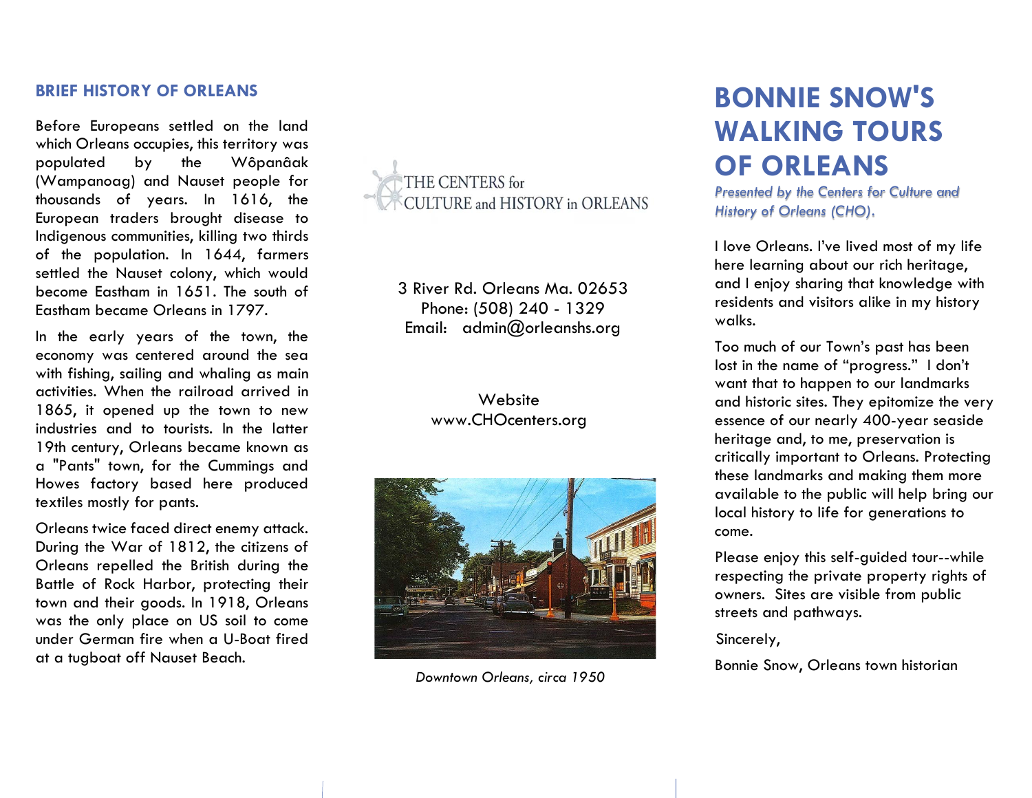## BRIEF HISTORY OF ORLEANS

Before Europeans settled on the land which Orleans occupies, this territory was populated by the Wôpanâak (Wampanoag) and Nauset people for thousands of years. In 1616, the European traders brought disease to Indigenous communities, killing two thirds of the population. In 1644, farmers settled the Nauset colony, which would become Eastham in 1651. The south of Eastham became Orleans in 1797.

In the early years of the town, the economy was centered around the sea with fishing, sailing and whaling as main activities. When the railroad arrived in 1865, it opened up the town to new industries and to tourists. In the latter 19th century, Orleans became known as a "Pants" town, for the Cummings and Howes factory based here produced textiles mostly for pants.

Orleans twice faced direct enemy attack. During the War of 1812, the citizens of Orleans repelled the British during the Battle of Rock Harbor, protecting their town and their goods. In 1918, Orleans was the only place on US soil to come under German fire when a U-Boat fired at a tugboat off Nauset Beach.

THE CENTERS for CULTURE and HISTORY in ORLEANS

3 River Rd. Orleans Ma. 02653
Phone: (508) 240 - 1329
Email: admin@orleanshs.org

Website
www.CHOcenters.org

*Downtown Orleans, circa 1950*

# BONNIE SNOW'S WALKING TOURS OF ORLEANS

*Presented by the Centers for Culture and History of Orleans (CHO).*

I love Orleans. I've lived most of my life here learning about our rich heritage, and I enjoy sharing that knowledge with residents and visitors alike in my history walks.

Too much of our Town's past has been lost in the name of "progress." I don't want that to happen to our landmarks and historic sites. They epitomize the very essence of our nearly 400-year seaside heritage and, to me, preservation is critically important to Orleans. Protecting these landmarks and making them more available to the public will help bring our local history to life for generations to come.

Please enjoy this self-guided tour--while respecting the private property rights of owners. Sites are visible from public streets and pathways.

Sincerely,

Bonnie Snow, Orleans town historian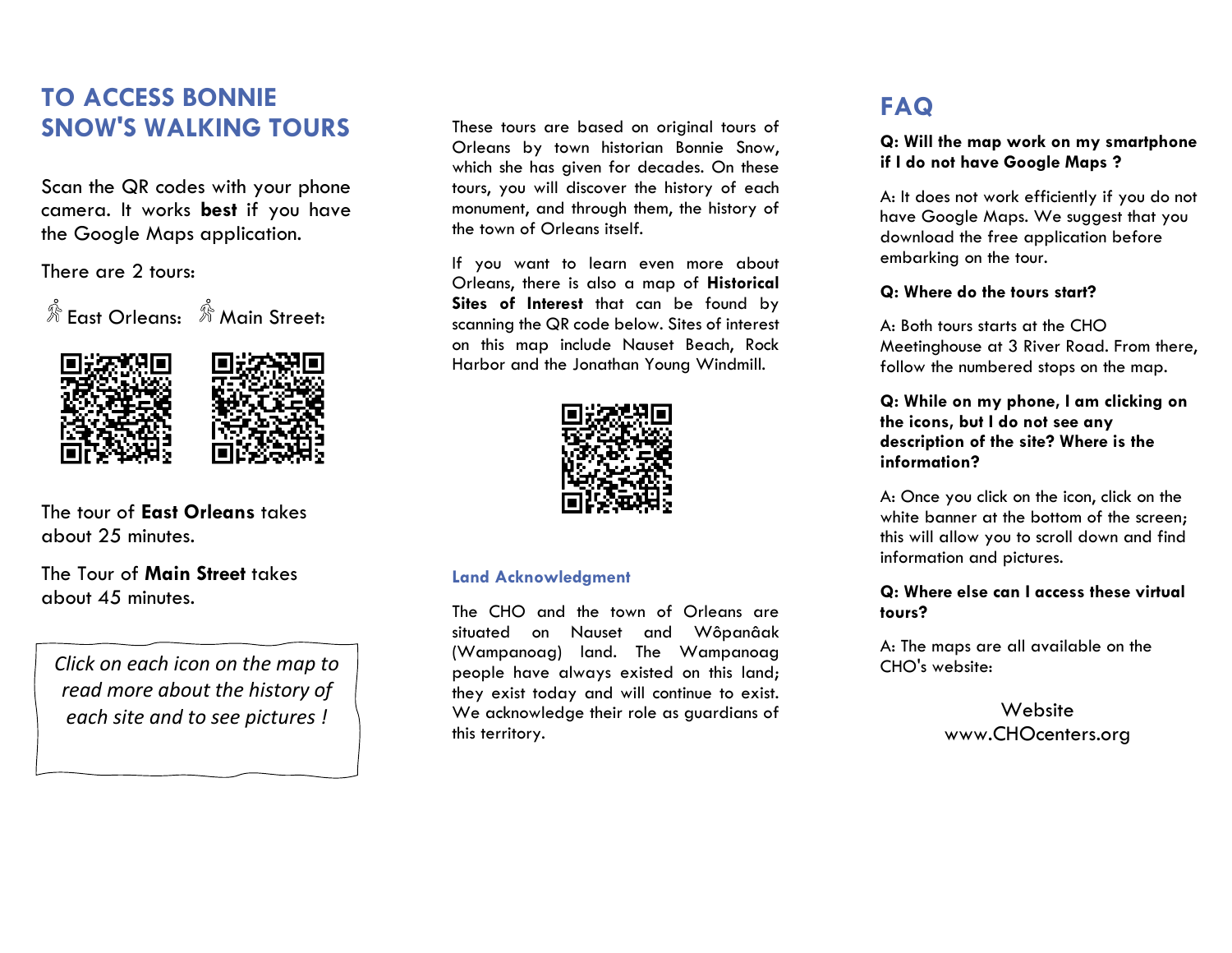## TO ACCESS BONNIE SNOW'S WALKING TOURS

Scan the QR codes with your phone camera. It works **best** if you have the Google Maps application.

There are 2 tours:

East Orleans: Main Street:

The tour of **East Orleans** takes about 25 minutes.

The Tour of **Main Street** takes about 45 minutes.

*Click on each icon on the map to read more about the history of each site and to see pictures !*

These tours are based on original tours of Orleans by town historian Bonnie Snow, which she has given for decades. On these tours, you will discover the history of each monument, and through them, the history of the town of Orleans itself.

If you want to learn even more about Orleans, there is also a map of **Historical Sites of Interest** that can be found by scanning the QR code below. Sites of interest on this map include Nauset Beach, Rock Harbor and the Jonathan Young Windmill.

### Land Acknowledgment

The CHO and the town of Orleans are situated on Nauset and Wôpanâak (Wampanoag) land. The Wampanoag people have always existed on this land; they exist today and will continue to exist. We acknowledge their role as guardians of this territory.

## FAQ

**Q: Will the map work on my smartphone if I do not have Google Maps ?**

A: It does not work efficiently if you do not have Google Maps. We suggest that you download the free application before embarking on the tour.

**Q: Where do the tours start?**

A: Both tours starts at the CHO Meetinghouse at 3 River Road. From there, follow the numbered stops on the map.

**Q: While on my phone, I am clicking on the icons, but I do not see any description of the site? Where is the information?**

A: Once you click on the icon, click on the white banner at the bottom of the screen; this will allow you to scroll down and find information and pictures.

**Q: Where else can I access these virtual tours?**

A: The maps are all available on the CHO's website:

Website
www.CHOcenters.org